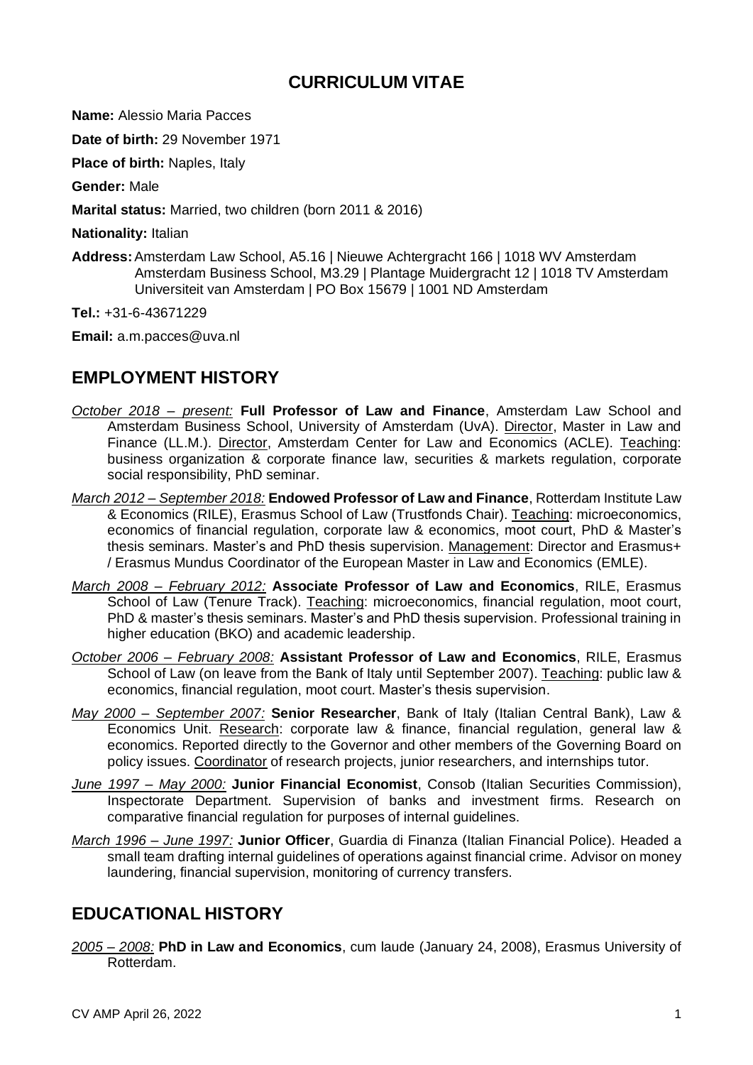# CURRICULUM VITAE

**Name:** Alessio Maria Pacces

**Date of birth:** 29 November 1971

**Place of birth:** Naples, Italy

**Gender:** Male

**Marital status:** Married, two children (born 2011 & 2016)

**Nationality:** Italian

**Address:** Amsterdam Law School, A5.16 | Nieuwe Achtergracht 166 | 1018 WV Amsterdam
Amsterdam Business School, M3.29 | Plantage Muidergracht 12 | 1018 TV Amsterdam
Universiteit van Amsterdam | PO Box 15679 | 1001 ND Amsterdam

**Tel.:** +31-6-43671229

**Email:** a.m.pacces@uva.nl

## EMPLOYMENT HISTORY

*October 2018 – present:* **Full Professor of Law and Finance**, Amsterdam Law School and Amsterdam Business School, University of Amsterdam (UvA). Director, Master in Law and Finance (LL.M.). Director, Amsterdam Center for Law and Economics (ACLE). Teaching: business organization & corporate finance law, securities & markets regulation, corporate social responsibility, PhD seminar.

*March 2012 – September 2018:* **Endowed Professor of Law and Finance**, Rotterdam Institute Law & Economics (RILE), Erasmus School of Law (Trustfonds Chair). Teaching: microeconomics, economics of financial regulation, corporate law & economics, moot court, PhD & Master's thesis seminars. Master's and PhD thesis supervision. Management: Director and Erasmus+ / Erasmus Mundus Coordinator of the European Master in Law and Economics (EMLE).

*March 2008 – February 2012:* **Associate Professor of Law and Economics**, RILE, Erasmus School of Law (Tenure Track). Teaching: microeconomics, financial regulation, moot court, PhD & master's thesis seminars. Master's and PhD thesis supervision. Professional training in higher education (BKO) and academic leadership.

*October 2006 – February 2008:* **Assistant Professor of Law and Economics**, RILE, Erasmus School of Law (on leave from the Bank of Italy until September 2007). Teaching: public law & economics, financial regulation, moot court. Master's thesis supervision.

*May 2000 – September 2007:* **Senior Researcher**, Bank of Italy (Italian Central Bank), Law & Economics Unit. Research: corporate law & finance, financial regulation, general law & economics. Reported directly to the Governor and other members of the Governing Board on policy issues. Coordinator of research projects, junior researchers, and internships tutor.

*June 1997 – May 2000:* **Junior Financial Economist**, Consob (Italian Securities Commission), Inspectorate Department. Supervision of banks and investment firms. Research on comparative financial regulation for purposes of internal guidelines.

*March 1996 – June 1997:* **Junior Officer**, Guardia di Finanza (Italian Financial Police). Headed a small team drafting internal guidelines of operations against financial crime. Advisor on money laundering, financial supervision, monitoring of currency transfers.

## EDUCATIONAL HISTORY

*2005 – 2008:* **PhD in Law and Economics**, cum laude (January 24, 2008), Erasmus University of Rotterdam.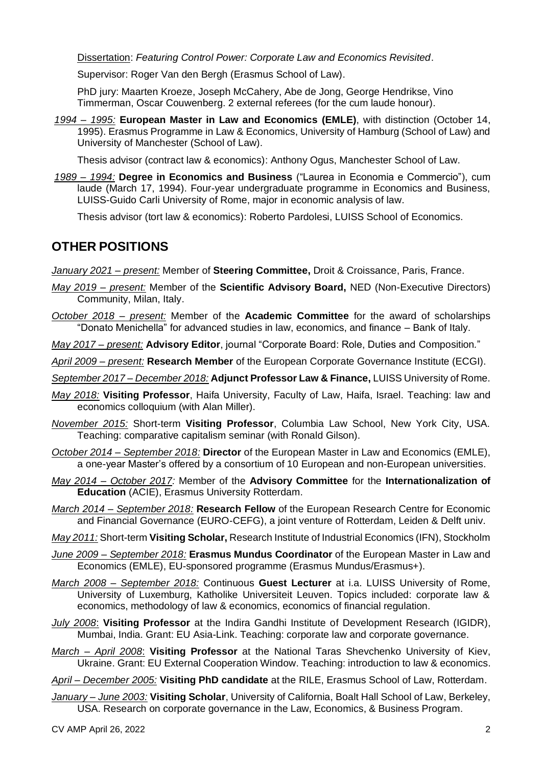Dissertation: *Featuring Control Power: Corporate Law and Economics Revisited*.

Supervisor: Roger Van den Bergh (Erasmus School of Law).

PhD jury: Maarten Kroeze, Joseph McCahery, Abe de Jong, George Hendrikse, Vino Timmerman, Oscar Couwenberg. 2 external referees (for the cum laude honour).

*1994 – 1995:* **European Master in Law and Economics (EMLE)**, with distinction (October 14, 1995). Erasmus Programme in Law & Economics, University of Hamburg (School of Law) and University of Manchester (School of Law).

Thesis advisor (contract law & economics): Anthony Ogus, Manchester School of Law.

*1989 – 1994:* **Degree in Economics and Business** ("Laurea in Economia e Commercio"), cum laude (March 17, 1994). Four-year undergraduate programme in Economics and Business, LUISS-Guido Carli University of Rome, major in economic analysis of law.

Thesis advisor (tort law & economics): Roberto Pardolesi, LUISS School of Economics.

## OTHER POSITIONS

*January 2021 – present:* Member of **Steering Committee,** Droit & Croissance, Paris, France.

*May 2019 – present:* Member of the **Scientific Advisory Board,** NED (Non-Executive Directors) Community, Milan, Italy.

*October 2018 – present:* Member of the **Academic Committee** for the award of scholarships "Donato Menichella" for advanced studies in law, economics, and finance – Bank of Italy.

*May 2017 – present:* **Advisory Editor**, journal "Corporate Board: Role, Duties and Composition."

*April 2009 – present:* **Research Member** of the European Corporate Governance Institute (ECGI).

*September 2017 – December 2018:* **Adjunct Professor Law & Finance,** LUISS University of Rome.

*May 2018:* **Visiting Professor**, Haifa University, Faculty of Law, Haifa, Israel. Teaching: law and economics colloquium (with Alan Miller).

*November 2015:* Short-term **Visiting Professor**, Columbia Law School, New York City, USA. Teaching: comparative capitalism seminar (with Ronald Gilson).

*October 2014 – September 2018:* **Director** of the European Master in Law and Economics (EMLE), a one-year Master's offered by a consortium of 10 European and non-European universities.

*May 2014 – October 2017:* Member of the **Advisory Committee** for the **Internationalization of Education** (ACIE), Erasmus University Rotterdam.

*March 2014 – September 2018:* **Research Fellow** of the European Research Centre for Economic and Financial Governance (EURO-CEFG), a joint venture of Rotterdam, Leiden & Delft univ.

*May 2011:* Short-term **Visiting Scholar,** Research Institute of Industrial Economics (IFN), Stockholm

*June 2009 – September 2018:* **Erasmus Mundus Coordinator** of the European Master in Law and Economics (EMLE), EU-sponsored programme (Erasmus Mundus/Erasmus+).

*March 2008 – September 2018:* Continuous **Guest Lecturer** at i.a. LUISS University of Rome, University of Luxemburg, Katholike Universiteit Leuven. Topics included: corporate law & economics, methodology of law & economics, economics of financial regulation.

*July 2008*: **Visiting Professor** at the Indira Gandhi Institute of Development Research (IGIDR), Mumbai, India. Grant: EU Asia-Link. Teaching: corporate law and corporate governance.

*March – April 2008*: **Visiting Professor** at the National Taras Shevchenko University of Kiev, Ukraine. Grant: EU External Cooperation Window. Teaching: introduction to law & economics.

*April – December 2005:* **Visiting PhD candidate** at the RILE, Erasmus School of Law, Rotterdam.

*January – June 2003:* **Visiting Scholar**, University of California, Boalt Hall School of Law, Berkeley, USA. Research on corporate governance in the Law, Economics, & Business Program.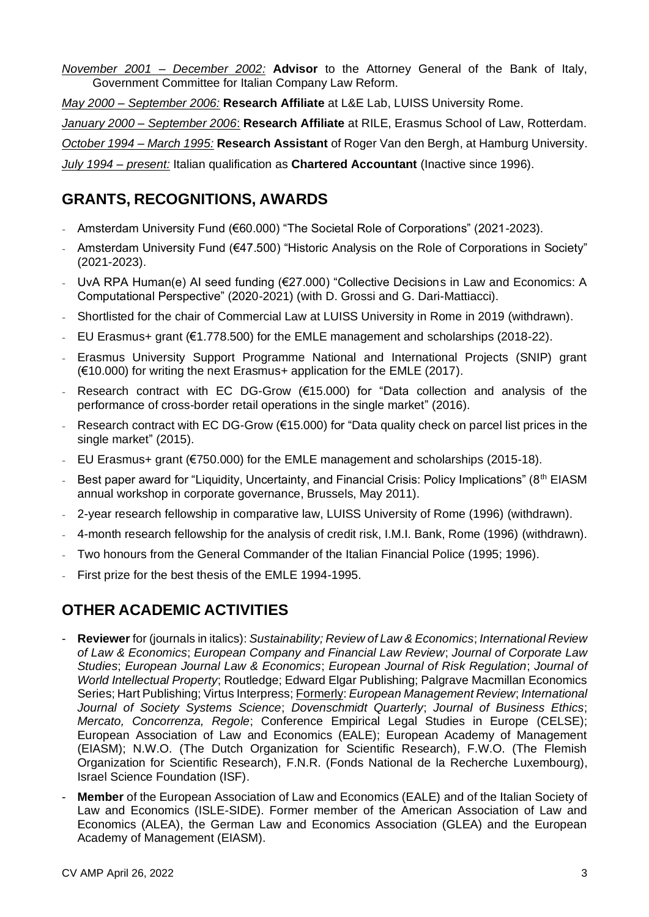*November 2001 – December 2002:* **Advisor** to the Attorney General of the Bank of Italy, Government Committee for Italian Company Law Reform.

*May 2000 – September 2006:* **Research Affiliate** at L&E Lab, LUISS University Rome.

*January 2000 – September 2006*: **Research Affiliate** at RILE, Erasmus School of Law, Rotterdam.

*October 1994 – March 1995:* **Research Assistant** of Roger Van den Bergh, at Hamburg University.

*July 1994 – present:* Italian qualification as **Chartered Accountant** (Inactive since 1996).

## GRANTS, RECOGNITIONS, AWARDS

- Amsterdam University Fund (€60.000) "The Societal Role of Corporations" (2021-2023).
- Amsterdam University Fund (€47.500) "Historic Analysis on the Role of Corporations in Society" (2021-2023).
- UvA RPA Human(e) AI seed funding (€27.000) "Collective Decisions in Law and Economics: A Computational Perspective" (2020-2021) (with D. Grossi and G. Dari-Mattiacci).
- Shortlisted for the chair of Commercial Law at LUISS University in Rome in 2019 (withdrawn).
- EU Erasmus+ grant (€1.778.500) for the EMLE management and scholarships (2018-22).
- Erasmus University Support Programme National and International Projects (SNIP) grant (€10.000) for writing the next Erasmus+ application for the EMLE (2017).
- Research contract with EC DG-Grow (€15.000) for "Data collection and analysis of the performance of cross-border retail operations in the single market" (2016).
- Research contract with EC DG-Grow (€15.000) for "Data quality check on parcel list prices in the single market" (2015).
- EU Erasmus+ grant (€750.000) for the EMLE management and scholarships (2015-18).
- Best paper award for "Liquidity, Uncertainty, and Financial Crisis: Policy Implications" (8th EIASM annual workshop in corporate governance, Brussels, May 2011).
- 2-year research fellowship in comparative law, LUISS University of Rome (1996) (withdrawn).
- 4-month research fellowship for the analysis of credit risk, I.M.I. Bank, Rome (1996) (withdrawn).
- Two honours from the General Commander of the Italian Financial Police (1995; 1996).
- First prize for the best thesis of the EMLE 1994-1995.

## OTHER ACADEMIC ACTIVITIES

- **Reviewer** for (journals in italics): *Sustainability; Review of Law & Economics*; *International Review of Law & Economics*; *European Company and Financial Law Review*; *Journal of Corporate Law Studies*; *European Journal Law & Economics*; *European Journal of Risk Regulation*; *Journal of World Intellectual Property*; Routledge; Edward Elgar Publishing; Palgrave Macmillan Economics Series; Hart Publishing; Virtus Interpress; Formerly: *European Management Review*; *International Journal of Society Systems Science*; *Dovenschmidt Quarterly*; *Journal of Business Ethics*; *Mercato, Concorrenza, Regole*; Conference Empirical Legal Studies in Europe (CELSE); European Association of Law and Economics (EALE); European Academy of Management (EIASM); N.W.O. (The Dutch Organization for Scientific Research), F.W.O. (The Flemish Organization for Scientific Research), F.N.R. (Fonds National de la Recherche Luxembourg), Israel Science Foundation (ISF).
- **Member** of the European Association of Law and Economics (EALE) and of the Italian Society of Law and Economics (ISLE-SIDE). Former member of the American Association of Law and Economics (ALEA), the German Law and Economics Association (GLEA) and the European Academy of Management (EIASM).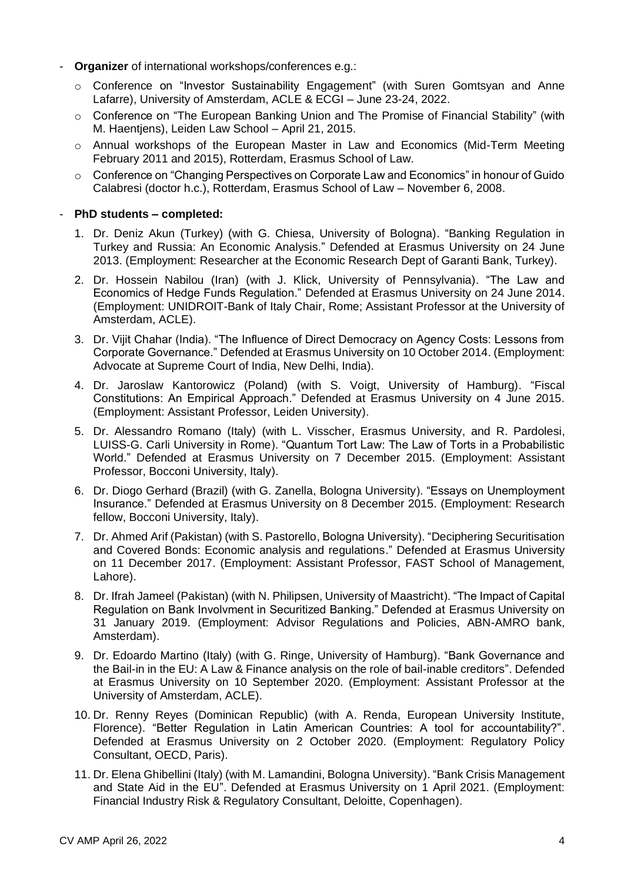- **Organizer** of international workshops/conferences e.g.:
  - Conference on "Investor Sustainability Engagement" (with Suren Gomtsyan and Anne Lafarre), University of Amsterdam, ACLE & ECGI – June 23-24, 2022.
  - Conference on "The European Banking Union and The Promise of Financial Stability" (with M. Haentjens), Leiden Law School – April 21, 2015.
  - Annual workshops of the European Master in Law and Economics (Mid-Term Meeting February 2011 and 2015), Rotterdam, Erasmus School of Law.
  - Conference on "Changing Perspectives on Corporate Law and Economics" in honour of Guido Calabresi (doctor h.c.), Rotterdam, Erasmus School of Law – November 6, 2008.

- **PhD students – completed:**
  1. Dr. Deniz Akun (Turkey) (with G. Chiesa, University of Bologna). "Banking Regulation in Turkey and Russia: An Economic Analysis." Defended at Erasmus University on 24 June 2013. (Employment: Researcher at the Economic Research Dept of Garanti Bank, Turkey).
  2. Dr. Hossein Nabilou (Iran) (with J. Klick, University of Pennsylvania). "The Law and Economics of Hedge Funds Regulation." Defended at Erasmus University on 24 June 2014. (Employment: UNIDROIT-Bank of Italy Chair, Rome; Assistant Professor at the University of Amsterdam, ACLE).
  3. Dr. Vijit Chahar (India). "The Influence of Direct Democracy on Agency Costs: Lessons from Corporate Governance." Defended at Erasmus University on 10 October 2014. (Employment: Advocate at Supreme Court of India, New Delhi, India).
  4. Dr. Jaroslaw Kantorowicz (Poland) (with S. Voigt, University of Hamburg). "Fiscal Constitutions: An Empirical Approach." Defended at Erasmus University on 4 June 2015. (Employment: Assistant Professor, Leiden University).
  5. Dr. Alessandro Romano (Italy) (with L. Visscher, Erasmus University, and R. Pardolesi, LUISS-G. Carli University in Rome). "Quantum Tort Law: The Law of Torts in a Probabilistic World." Defended at Erasmus University on 7 December 2015. (Employment: Assistant Professor, Bocconi University, Italy).
  6. Dr. Diogo Gerhard (Brazil) (with G. Zanella, Bologna University). "Essays on Unemployment Insurance." Defended at Erasmus University on 8 December 2015. (Employment: Research fellow, Bocconi University, Italy).
  7. Dr. Ahmed Arif (Pakistan) (with S. Pastorello, Bologna University). "Deciphering Securitisation and Covered Bonds: Economic analysis and regulations." Defended at Erasmus University on 11 December 2017. (Employment: Assistant Professor, FAST School of Management, Lahore).
  8. Dr. Ifrah Jameel (Pakistan) (with N. Philipsen, University of Maastricht). "The Impact of Capital Regulation on Bank Involvment in Securitized Banking." Defended at Erasmus University on 31 January 2019. (Employment: Advisor Regulations and Policies, ABN-AMRO bank, Amsterdam).
  9. Dr. Edoardo Martino (Italy) (with G. Ringe, University of Hamburg). "Bank Governance and the Bail-in in the EU: A Law & Finance analysis on the role of bail-inable creditors". Defended at Erasmus University on 10 September 2020. (Employment: Assistant Professor at the University of Amsterdam, ACLE).
  10. Dr. Renny Reyes (Dominican Republic) (with A. Renda, European University Institute, Florence). "Better Regulation in Latin American Countries: A tool for accountability?". Defended at Erasmus University on 2 October 2020. (Employment: Regulatory Policy Consultant, OECD, Paris).
  11. Dr. Elena Ghibellini (Italy) (with M. Lamandini, Bologna University). "Bank Crisis Management and State Aid in the EU". Defended at Erasmus University on 1 April 2021. (Employment: Financial Industry Risk & Regulatory Consultant, Deloitte, Copenhagen).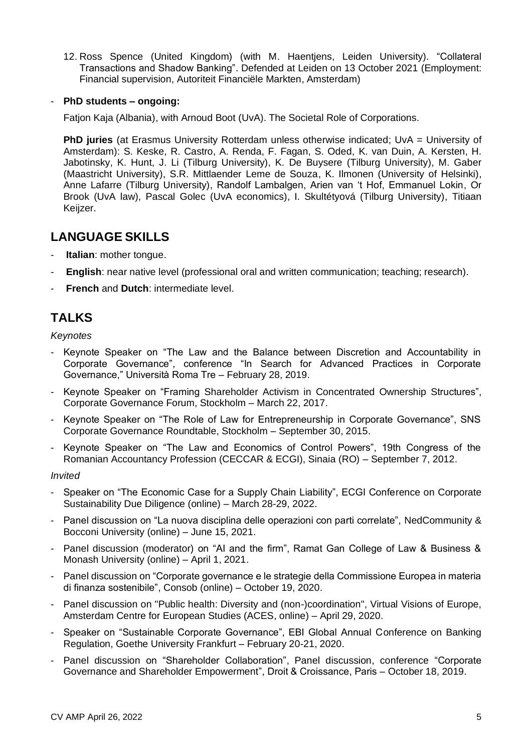12. Ross Spence (United Kingdom) (with M. Haentjens, Leiden University). “Collateral Transactions and Shadow Banking”. Defended at Leiden on 13 October 2021 (Employment: Financial supervision, Autoriteit Financiële Markten, Amsterdam)

- **PhD students – ongoing:**

  Fatjon Kaja (Albania), with Arnoud Boot (UvA). The Societal Role of Corporations.

  **PhD juries** (at Erasmus University Rotterdam unless otherwise indicated; UvA = University of Amsterdam): S. Keske, R. Castro, A. Renda, F. Fagan, S. Oded, K. van Duin, A. Kersten, H. Jabotinsky, K. Hunt, J. Li (Tilburg University), K. De Buysere (Tilburg University), M. Gaber (Maastricht University), S.R. Mittlaender Leme de Souza, K. Ilmonen (University of Helsinki), Anne Lafarre (Tilburg University), Randolf Lambalgen, Arien van 't Hof, Emmanuel Lokin, Or Brook (UvA law), Pascal Golec (UvA economics), I. Skultétyová (Tilburg University), Titiaan Keijzer.

## LANGUAGE SKILLS

- **Italian**: mother tongue.
- **English**: near native level (professional oral and written communication; teaching; research).
- **French** and **Dutch**: intermediate level.

## TALKS

*Keynotes*

- Keynote Speaker on “The Law and the Balance between Discretion and Accountability in Corporate Governance”, conference “In Search for Advanced Practices in Corporate Governance,” Università Roma Tre – February 28, 2019.
- Keynote Speaker on “Framing Shareholder Activism in Concentrated Ownership Structures”, Corporate Governance Forum, Stockholm – March 22, 2017.
- Keynote Speaker on “The Role of Law for Entrepreneurship in Corporate Governance”, SNS Corporate Governance Roundtable, Stockholm – September 30, 2015.
- Keynote Speaker on “The Law and Economics of Control Powers”, 19th Congress of the Romanian Accountancy Profession (CECCAR & ECGI), Sinaia (RO) – September 7, 2012.

*Invited*

- Speaker on “The Economic Case for a Supply Chain Liability”, ECGI Conference on Corporate Sustainability Due Diligence (online) – March 28-29, 2022.
- Panel discussion on “La nuova disciplina delle operazioni con parti correlate”, NedCommunity & Bocconi University (online) – June 15, 2021.
- Panel discussion (moderator) on “AI and the firm”, Ramat Gan College of Law & Business & Monash University (online) – April 1, 2021.
- Panel discussion on “Corporate governance e le strategie della Commissione Europea in materia di finanza sostenibile”, Consob (online) – October 19, 2020.
- Panel discussion on "Public health: Diversity and (non-)coordination", Virtual Visions of Europe, Amsterdam Centre for European Studies (ACES, online) – April 29, 2020.
- Speaker on “Sustainable Corporate Governance”, EBI Global Annual Conference on Banking Regulation, Goethe University Frankfurt – February 20-21, 2020.
- Panel discussion on “Shareholder Collaboration”, Panel discussion, conference “Corporate Governance and Shareholder Empowerment”, Droit & Croissance, Paris – October 18, 2019.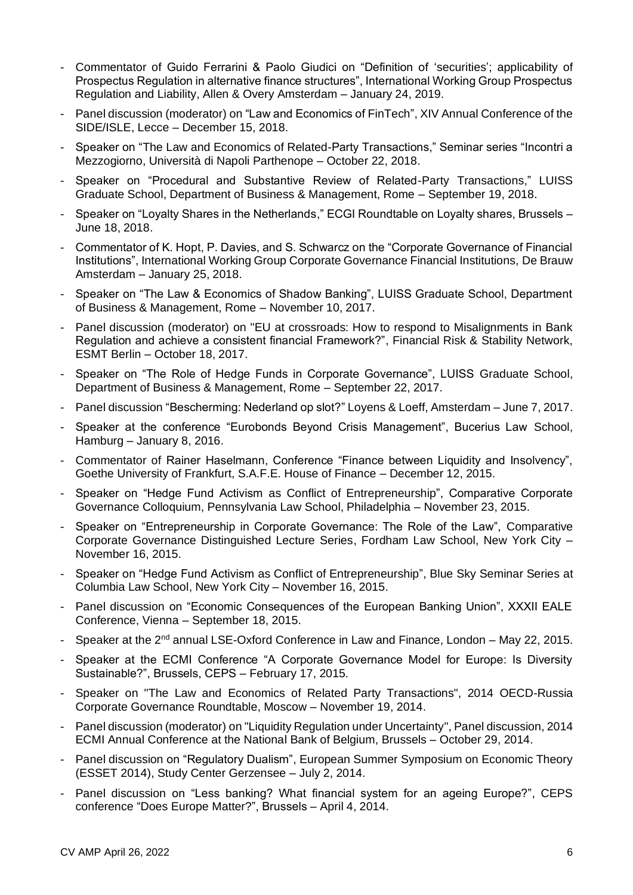- Commentator of Guido Ferrarini & Paolo Giudici on "Definition of 'securities'; applicability of Prospectus Regulation in alternative finance structures", International Working Group Prospectus Regulation and Liability, Allen & Overy Amsterdam – January 24, 2019.
- Panel discussion (moderator) on "Law and Economics of FinTech", XIV Annual Conference of the SIDE/ISLE, Lecce – December 15, 2018.
- Speaker on "The Law and Economics of Related-Party Transactions," Seminar series "Incontri a Mezzogiorno, Università di Napoli Parthenope – October 22, 2018.
- Speaker on "Procedural and Substantive Review of Related-Party Transactions," LUISS Graduate School, Department of Business & Management, Rome – September 19, 2018.
- Speaker on "Loyalty Shares in the Netherlands," ECGI Roundtable on Loyalty shares, Brussels – June 18, 2018.
- Commentator of K. Hopt, P. Davies, and S. Schwarcz on the "Corporate Governance of Financial Institutions", International Working Group Corporate Governance Financial Institutions, De Brauw Amsterdam – January 25, 2018.
- Speaker on "The Law & Economics of Shadow Banking", LUISS Graduate School, Department of Business & Management, Rome – November 10, 2017.
- Panel discussion (moderator) on "EU at crossroads: How to respond to Misalignments in Bank Regulation and achieve a consistent financial Framework?", Financial Risk & Stability Network, ESMT Berlin – October 18, 2017.
- Speaker on "The Role of Hedge Funds in Corporate Governance", LUISS Graduate School, Department of Business & Management, Rome – September 22, 2017.
- Panel discussion "Bescherming: Nederland op slot?" Loyens & Loeff, Amsterdam – June 7, 2017.
- Speaker at the conference "Eurobonds Beyond Crisis Management", Bucerius Law School, Hamburg – January 8, 2016.
- Commentator of Rainer Haselmann, Conference "Finance between Liquidity and Insolvency", Goethe University of Frankfurt, S.A.F.E. House of Finance – December 12, 2015.
- Speaker on "Hedge Fund Activism as Conflict of Entrepreneurship", Comparative Corporate Governance Colloquium, Pennsylvania Law School, Philadelphia – November 23, 2015.
- Speaker on "Entrepreneurship in Corporate Governance: The Role of the Law", Comparative Corporate Governance Distinguished Lecture Series, Fordham Law School, New York City – November 16, 2015.
- Speaker on "Hedge Fund Activism as Conflict of Entrepreneurship", Blue Sky Seminar Series at Columbia Law School, New York City – November 16, 2015.
- Panel discussion on "Economic Consequences of the European Banking Union", XXXII EALE Conference, Vienna – September 18, 2015.
- Speaker at the 2nd annual LSE-Oxford Conference in Law and Finance, London – May 22, 2015.
- Speaker at the ECMI Conference "A Corporate Governance Model for Europe: Is Diversity Sustainable?", Brussels, CEPS – February 17, 2015.
- Speaker on "The Law and Economics of Related Party Transactions", 2014 OECD-Russia Corporate Governance Roundtable, Moscow – November 19, 2014.
- Panel discussion (moderator) on "Liquidity Regulation under Uncertainty", Panel discussion, 2014 ECMI Annual Conference at the National Bank of Belgium, Brussels – October 29, 2014.
- Panel discussion on "Regulatory Dualism", European Summer Symposium on Economic Theory (ESSET 2014), Study Center Gerzensee – July 2, 2014.
- Panel discussion on "Less banking? What financial system for an ageing Europe?", CEPS conference "Does Europe Matter?", Brussels – April 4, 2014.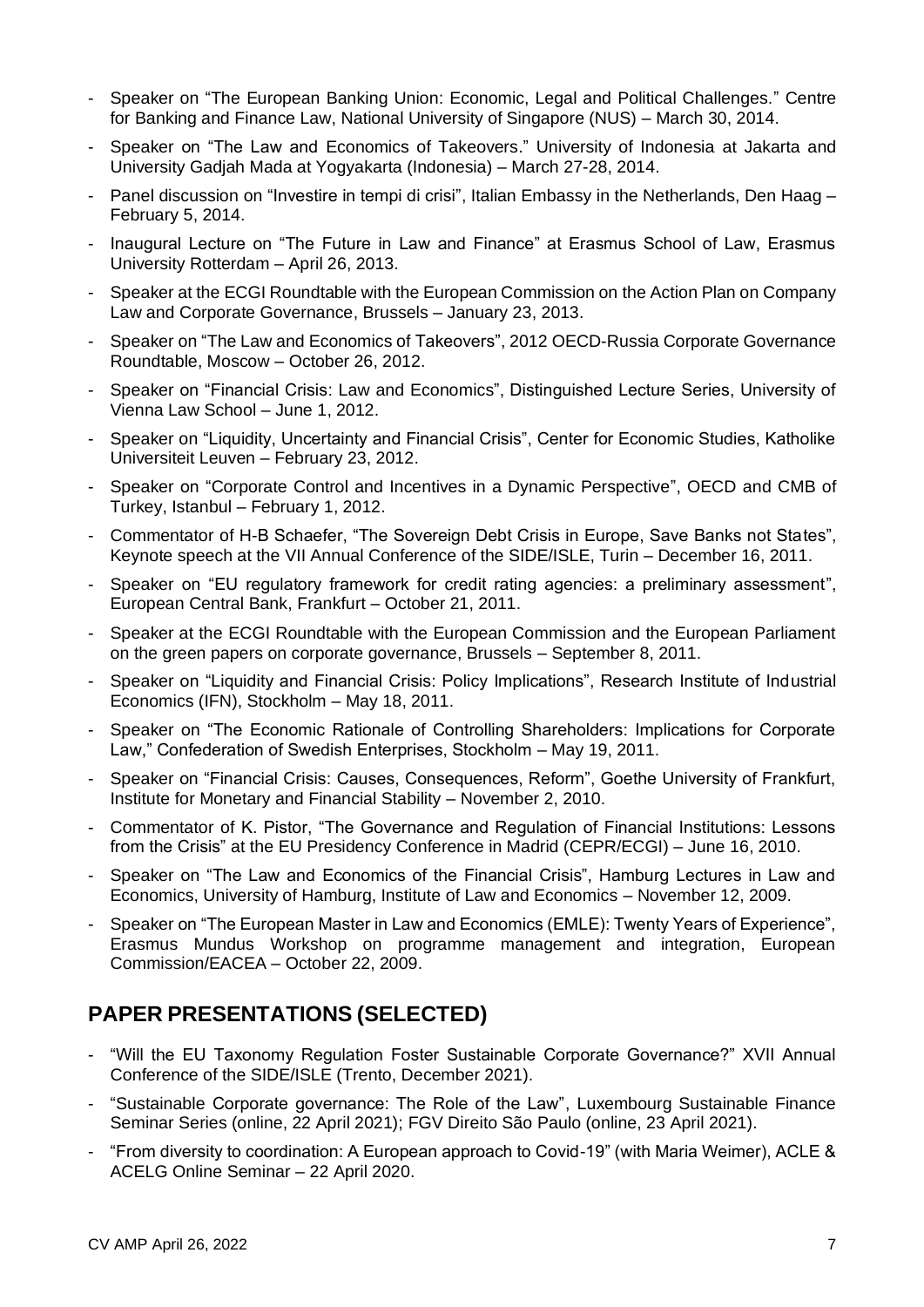- Speaker on "The European Banking Union: Economic, Legal and Political Challenges." Centre for Banking and Finance Law, National University of Singapore (NUS) – March 30, 2014.
- Speaker on "The Law and Economics of Takeovers." University of Indonesia at Jakarta and University Gadjah Mada at Yogyakarta (Indonesia) – March 27-28, 2014.
- Panel discussion on "Investire in tempi di crisi", Italian Embassy in the Netherlands, Den Haag – February 5, 2014.
- Inaugural Lecture on "The Future in Law and Finance" at Erasmus School of Law, Erasmus University Rotterdam – April 26, 2013.
- Speaker at the ECGI Roundtable with the European Commission on the Action Plan on Company Law and Corporate Governance, Brussels – January 23, 2013.
- Speaker on "The Law and Economics of Takeovers", 2012 OECD-Russia Corporate Governance Roundtable, Moscow – October 26, 2012.
- Speaker on "Financial Crisis: Law and Economics", Distinguished Lecture Series, University of Vienna Law School – June 1, 2012.
- Speaker on "Liquidity, Uncertainty and Financial Crisis", Center for Economic Studies, Katholike Universiteit Leuven – February 23, 2012.
- Speaker on "Corporate Control and Incentives in a Dynamic Perspective", OECD and CMB of Turkey, Istanbul – February 1, 2012.
- Commentator of H-B Schaefer, "The Sovereign Debt Crisis in Europe, Save Banks not States", Keynote speech at the VII Annual Conference of the SIDE/ISLE, Turin – December 16, 2011.
- Speaker on "EU regulatory framework for credit rating agencies: a preliminary assessment", European Central Bank, Frankfurt – October 21, 2011.
- Speaker at the ECGI Roundtable with the European Commission and the European Parliament on the green papers on corporate governance, Brussels – September 8, 2011.
- Speaker on "Liquidity and Financial Crisis: Policy Implications", Research Institute of Industrial Economics (IFN), Stockholm – May 18, 2011.
- Speaker on "The Economic Rationale of Controlling Shareholders: Implications for Corporate Law," Confederation of Swedish Enterprises, Stockholm – May 19, 2011.
- Speaker on "Financial Crisis: Causes, Consequences, Reform", Goethe University of Frankfurt, Institute for Monetary and Financial Stability – November 2, 2010.
- Commentator of K. Pistor, "The Governance and Regulation of Financial Institutions: Lessons from the Crisis" at the EU Presidency Conference in Madrid (CEPR/ECGI) – June 16, 2010.
- Speaker on "The Law and Economics of the Financial Crisis", Hamburg Lectures in Law and Economics, University of Hamburg, Institute of Law and Economics – November 12, 2009.
- Speaker on "The European Master in Law and Economics (EMLE): Twenty Years of Experience", Erasmus Mundus Workshop on programme management and integration, European Commission/EACEA – October 22, 2009.

## PAPER PRESENTATIONS (SELECTED)

- "Will the EU Taxonomy Regulation Foster Sustainable Corporate Governance?" XVII Annual Conference of the SIDE/ISLE (Trento, December 2021).
- "Sustainable Corporate governance: The Role of the Law", Luxembourg Sustainable Finance Seminar Series (online, 22 April 2021); FGV Direito São Paulo (online, 23 April 2021).
- "From diversity to coordination: A European approach to Covid-19" (with Maria Weimer), ACLE & ACELG Online Seminar – 22 April 2020.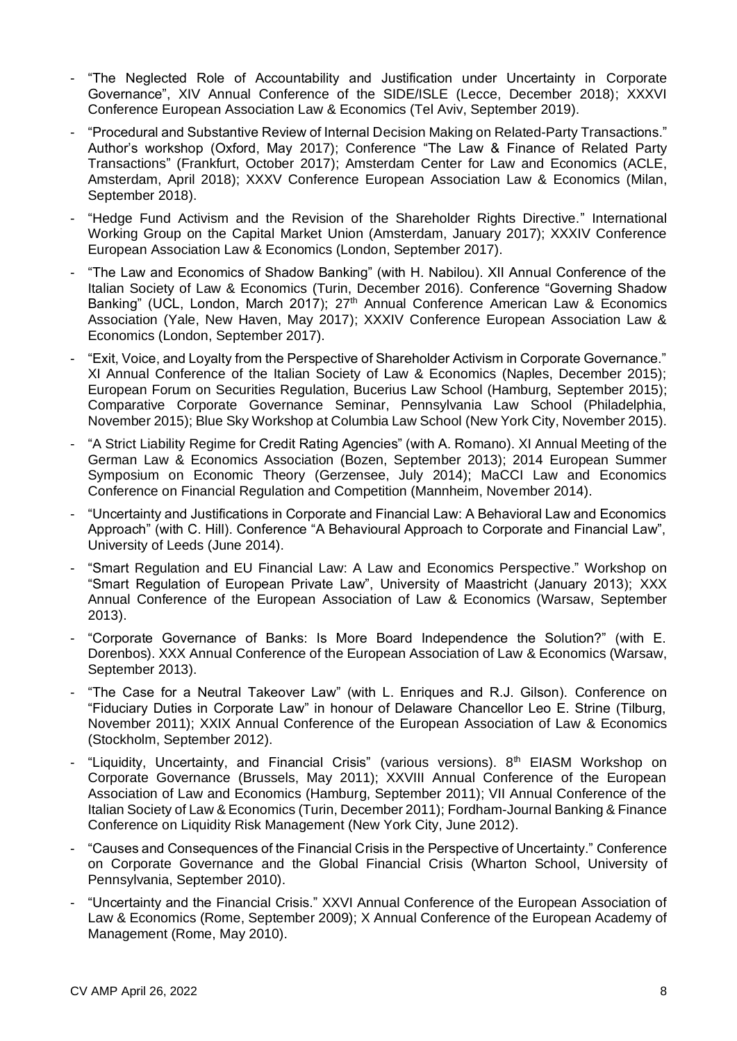- "The Neglected Role of Accountability and Justification under Uncertainty in Corporate Governance", XIV Annual Conference of the SIDE/ISLE (Lecce, December 2018); XXXVI Conference European Association Law & Economics (Tel Aviv, September 2019).
- "Procedural and Substantive Review of Internal Decision Making on Related-Party Transactions." Author's workshop (Oxford, May 2017); Conference "The Law & Finance of Related Party Transactions" (Frankfurt, October 2017); Amsterdam Center for Law and Economics (ACLE, Amsterdam, April 2018); XXXV Conference European Association Law & Economics (Milan, September 2018).
- "Hedge Fund Activism and the Revision of the Shareholder Rights Directive." International Working Group on the Capital Market Union (Amsterdam, January 2017); XXXIV Conference European Association Law & Economics (London, September 2017).
- "The Law and Economics of Shadow Banking" (with H. Nabilou). XII Annual Conference of the Italian Society of Law & Economics (Turin, December 2016). Conference "Governing Shadow Banking" (UCL, London, March 2017); 27th Annual Conference American Law & Economics Association (Yale, New Haven, May 2017); XXXIV Conference European Association Law & Economics (London, September 2017).
- "Exit, Voice, and Loyalty from the Perspective of Shareholder Activism in Corporate Governance." XI Annual Conference of the Italian Society of Law & Economics (Naples, December 2015); European Forum on Securities Regulation, Bucerius Law School (Hamburg, September 2015); Comparative Corporate Governance Seminar, Pennsylvania Law School (Philadelphia, November 2015); Blue Sky Workshop at Columbia Law School (New York City, November 2015).
- "A Strict Liability Regime for Credit Rating Agencies" (with A. Romano). XI Annual Meeting of the German Law & Economics Association (Bozen, September 2013); 2014 European Summer Symposium on Economic Theory (Gerzensee, July 2014); MaCCI Law and Economics Conference on Financial Regulation and Competition (Mannheim, November 2014).
- "Uncertainty and Justifications in Corporate and Financial Law: A Behavioral Law and Economics Approach" (with C. Hill). Conference "A Behavioural Approach to Corporate and Financial Law", University of Leeds (June 2014).
- "Smart Regulation and EU Financial Law: A Law and Economics Perspective." Workshop on "Smart Regulation of European Private Law", University of Maastricht (January 2013); XXX Annual Conference of the European Association of Law & Economics (Warsaw, September 2013).
- "Corporate Governance of Banks: Is More Board Independence the Solution?" (with E. Dorenbos). XXX Annual Conference of the European Association of Law & Economics (Warsaw, September 2013).
- "The Case for a Neutral Takeover Law" (with L. Enriques and R.J. Gilson). Conference on "Fiduciary Duties in Corporate Law" in honour of Delaware Chancellor Leo E. Strine (Tilburg, November 2011); XXIX Annual Conference of the European Association of Law & Economics (Stockholm, September 2012).
- "Liquidity, Uncertainty, and Financial Crisis" (various versions). 8th EIASM Workshop on Corporate Governance (Brussels, May 2011); XXVIII Annual Conference of the European Association of Law and Economics (Hamburg, September 2011); VII Annual Conference of the Italian Society of Law & Economics (Turin, December 2011); Fordham-Journal Banking & Finance Conference on Liquidity Risk Management (New York City, June 2012).
- "Causes and Consequences of the Financial Crisis in the Perspective of Uncertainty." Conference on Corporate Governance and the Global Financial Crisis (Wharton School, University of Pennsylvania, September 2010).
- "Uncertainty and the Financial Crisis." XXVI Annual Conference of the European Association of Law & Economics (Rome, September 2009); X Annual Conference of the European Academy of Management (Rome, May 2010).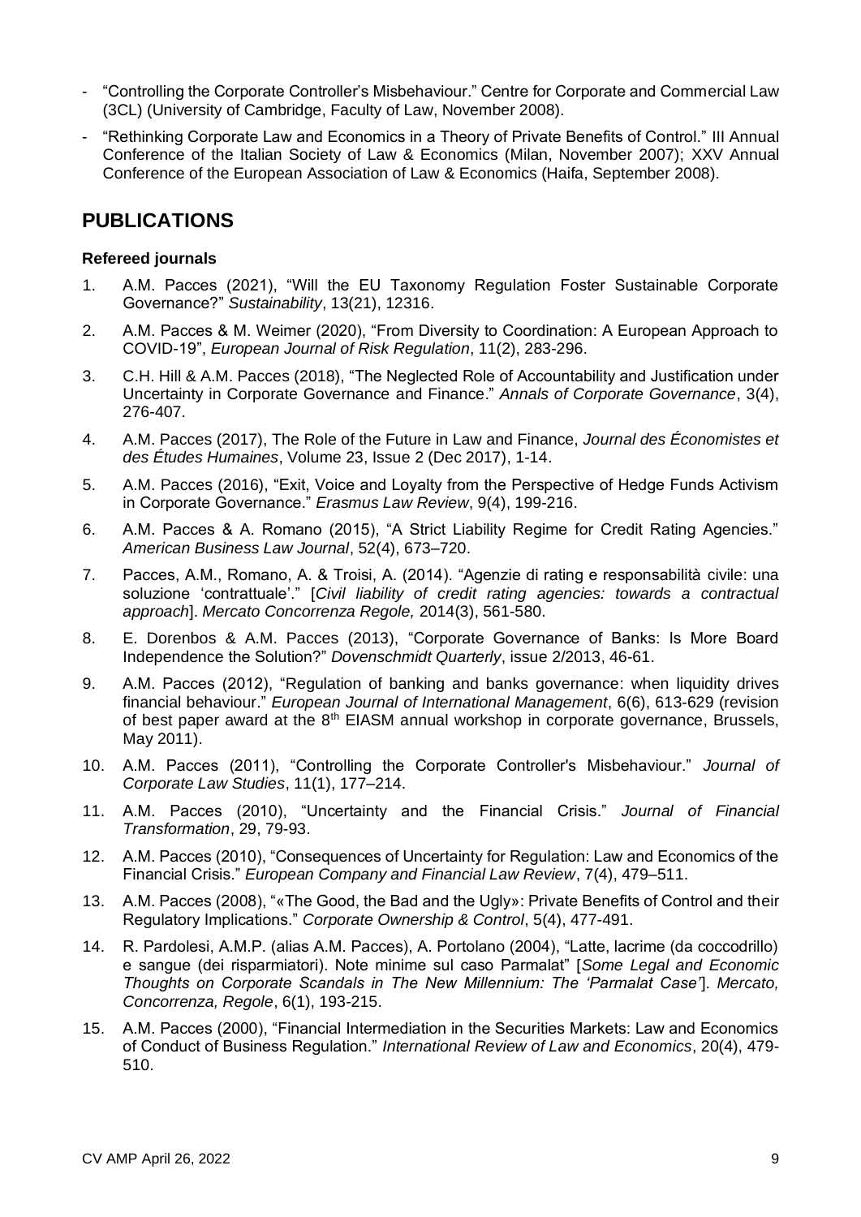- "Controlling the Corporate Controller's Misbehaviour." Centre for Corporate and Commercial Law (3CL) (University of Cambridge, Faculty of Law, November 2008).
- "Rethinking Corporate Law and Economics in a Theory of Private Benefits of Control." III Annual Conference of the Italian Society of Law & Economics (Milan, November 2007); XXV Annual Conference of the European Association of Law & Economics (Haifa, September 2008).

## PUBLICATIONS

### Refereed journals

1. A.M. Pacces (2021), "Will the EU Taxonomy Regulation Foster Sustainable Corporate Governance?" *Sustainability*, 13(21), 12316.
2. A.M. Pacces & M. Weimer (2020), "From Diversity to Coordination: A European Approach to COVID-19", *European Journal of Risk Regulation*, 11(2), 283-296.
3. C.H. Hill & A.M. Pacces (2018), "The Neglected Role of Accountability and Justification under Uncertainty in Corporate Governance and Finance." *Annals of Corporate Governance*, 3(4), 276-407.
4. A.M. Pacces (2017), The Role of the Future in Law and Finance, *Journal des Économistes et des Études Humaines*, Volume 23, Issue 2 (Dec 2017), 1-14.
5. A.M. Pacces (2016), "Exit, Voice and Loyalty from the Perspective of Hedge Funds Activism in Corporate Governance." *Erasmus Law Review*, 9(4), 199-216.
6. A.M. Pacces & A. Romano (2015), "A Strict Liability Regime for Credit Rating Agencies." *American Business Law Journal*, 52(4), 673–720.
7. Pacces, A.M., Romano, A. & Troisi, A. (2014). "Agenzie di rating e responsabilità civile: una soluzione 'contrattuale'." [*Civil liability of credit rating agencies: towards a contractual approach*]. *Mercato Concorrenza Regole,* 2014(3), 561-580.
8. E. Dorenbos & A.M. Pacces (2013), "Corporate Governance of Banks: Is More Board Independence the Solution?" *Dovenschmidt Quarterly*, issue 2/2013, 46-61.
9. A.M. Pacces (2012), "Regulation of banking and banks governance: when liquidity drives financial behaviour." *European Journal of International Management*, 6(6), 613-629 (revision of best paper award at the 8th EIASM annual workshop in corporate governance, Brussels, May 2011).
10. A.M. Pacces (2011), "Controlling the Corporate Controller's Misbehaviour." *Journal of Corporate Law Studies*, 11(1), 177–214.
11. A.M. Pacces (2010), "Uncertainty and the Financial Crisis." *Journal of Financial Transformation*, 29, 79-93.
12. A.M. Pacces (2010), "Consequences of Uncertainty for Regulation: Law and Economics of the Financial Crisis." *European Company and Financial Law Review*, 7(4), 479–511.
13. A.M. Pacces (2008), "«The Good, the Bad and the Ugly»: Private Benefits of Control and their Regulatory Implications." *Corporate Ownership & Control*, 5(4), 477-491.
14. R. Pardolesi, A.M.P. (alias A.M. Pacces), A. Portolano (2004), "Latte, lacrime (da coccodrillo) e sangue (dei risparmiatori). Note minime sul caso Parmalat" [*Some Legal and Economic Thoughts on Corporate Scandals in The New Millennium: The 'Parmalat Case'*]. *Mercato, Concorrenza, Regole*, 6(1), 193-215.
15. A.M. Pacces (2000), "Financial Intermediation in the Securities Markets: Law and Economics of Conduct of Business Regulation." *International Review of Law and Economics*, 20(4), 479-510.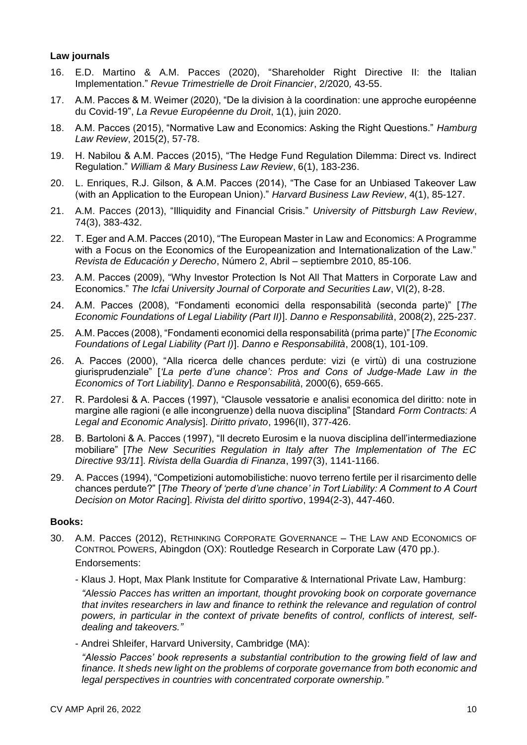**Law journals**

16. E.D. Martino & A.M. Pacces (2020), "Shareholder Right Directive II: the Italian Implementation." *Revue Trimestrielle de Droit Financier*, 2/2020, 43-55.
17. A.M. Pacces & M. Weimer (2020), "De la division à la coordination: une approche européenne du Covid-19", *La Revue Européenne du Droit*, 1(1), juin 2020.
18. A.M. Pacces (2015), "Normative Law and Economics: Asking the Right Questions." *Hamburg Law Review*, 2015(2), 57-78.
19. H. Nabilou & A.M. Pacces (2015), "The Hedge Fund Regulation Dilemma: Direct vs. Indirect Regulation." *William & Mary Business Law Review*, 6(1), 183-236.
20. L. Enriques, R.J. Gilson, & A.M. Pacces (2014), "The Case for an Unbiased Takeover Law (with an Application to the European Union)." *Harvard Business Law Review*, 4(1), 85-127.
21. A.M. Pacces (2013), "Illiquidity and Financial Crisis." *University of Pittsburgh Law Review*, 74(3), 383-432.
22. T. Eger and A.M. Pacces (2010), "The European Master in Law and Economics: A Programme with a Focus on the Economics of the Europeanization and Internationalization of the Law." *Revista de Educación y Derecho*, Número 2, Abril – septiembre 2010, 85-106.
23. A.M. Pacces (2009), "Why Investor Protection Is Not All That Matters in Corporate Law and Economics." *The Icfai University Journal of Corporate and Securities Law*, VI(2), 8-28.
24. A.M. Pacces (2008), "Fondamenti economici della responsabilità (seconda parte)" [*The Economic Foundations of Legal Liability (Part II)*]. *Danno e Responsabilità*, 2008(2), 225-237.
25. A.M. Pacces (2008), "Fondamenti economici della responsabilità (prima parte)" [*The Economic Foundations of Legal Liability (Part I)*]. *Danno e Responsabilità*, 2008(1), 101-109.
26. A. Pacces (2000), "Alla ricerca delle chances perdute: vizi (e virtù) di una costruzione giurisprudenziale" [*'La perte d'une chance': Pros and Cons of Judge-Made Law in the Economics of Tort Liability*]. *Danno e Responsabilità*, 2000(6), 659-665.
27. R. Pardolesi & A. Pacces (1997), "Clausole vessatorie e analisi economica del diritto: note in margine alle ragioni (e alle incongruenze) della nuova disciplina" [Standard *Form Contracts: A Legal and Economic Analysis*]. *Diritto privato*, 1996(II), 377-426.
28. B. Bartoloni & A. Pacces (1997), "Il decreto Eurosim e la nuova disciplina dell'intermediazione mobiliare" [*The New Securities Regulation in Italy after The Implementation of The EC Directive 93/11*]. *Rivista della Guardia di Finanza*, 1997(3), 1141-1166.
29. A. Pacces (1994), "Competizioni automobilistiche: nuovo terreno fertile per il risarcimento delle chances perdute?" [*The Theory of 'perte d'une chance' in Tort Liability: A Comment to A Court Decision on Motor Racing*]. *Rivista del diritto sportivo*, 1994(2-3), 447-460.

**Books:**

30. A.M. Pacces (2012), RETHINKING CORPORATE GOVERNANCE – THE LAW AND ECONOMICS OF CONTROL POWERS, Abingdon (OX): Routledge Research in Corporate Law (470 pp.).
    Endorsements:
    - Klaus J. Hopt, Max Plank Institute for Comparative & International Private Law, Hamburg:
      *"Alessio Pacces has written an important, thought provoking book on corporate governance that invites researchers in law and finance to rethink the relevance and regulation of control powers, in particular in the context of private benefits of control, conflicts of interest, self-dealing and takeovers."*
    - Andrei Shleifer, Harvard University, Cambridge (MA):
      *"Alessio Pacces' book represents a substantial contribution to the growing field of law and finance. It sheds new light on the problems of corporate governance from both economic and legal perspectives in countries with concentrated corporate ownership."*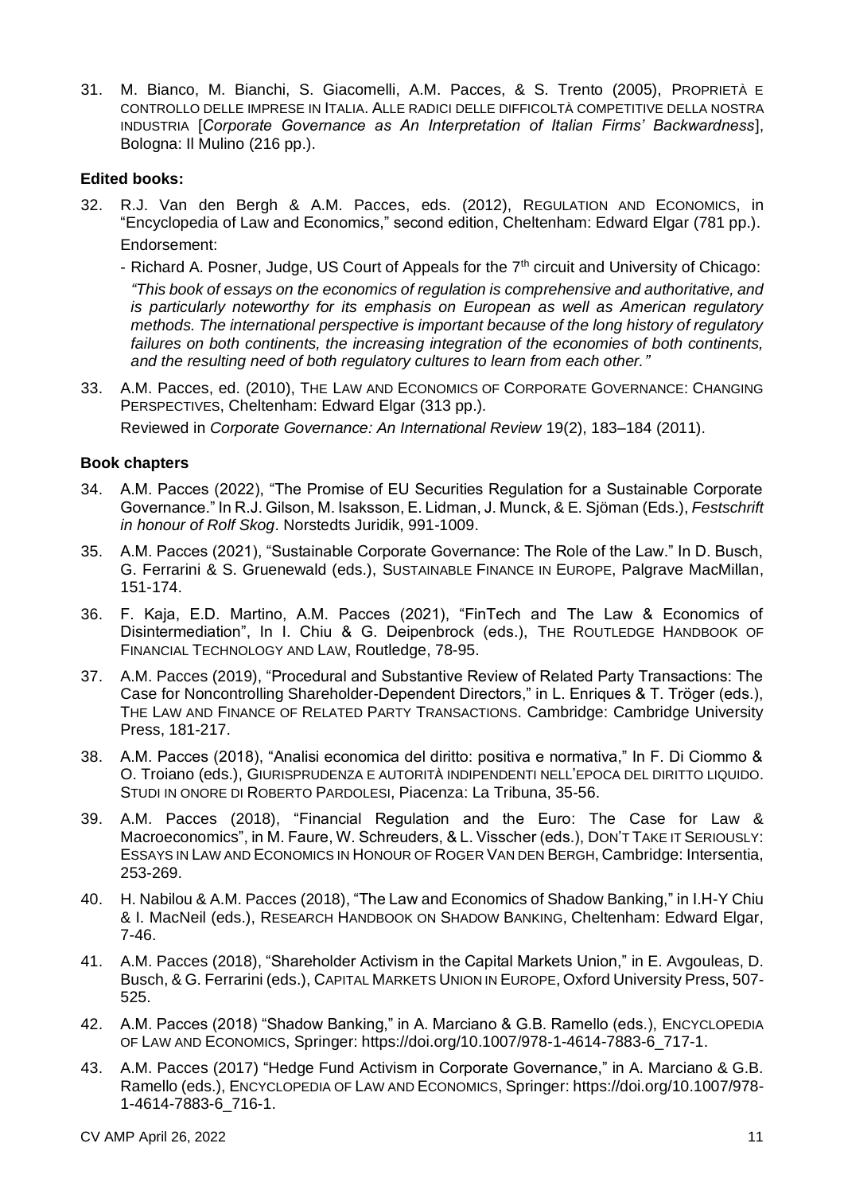31. M. Bianco, M. Bianchi, S. Giacomelli, A.M. Pacces, & S. Trento (2005), PROPRIETÀ E CONTROLLO DELLE IMPRESE IN ITALIA. ALLE RADICI DELLE DIFFICOLTÀ COMPETITIVE DELLA NOSTRA INDUSTRIA [*Corporate Governance as An Interpretation of Italian Firms' Backwardness*], Bologna: Il Mulino (216 pp.).

**Edited books:**

32. R.J. Van den Bergh & A.M. Pacces, eds. (2012), REGULATION AND ECONOMICS, in "Encyclopedia of Law and Economics," second edition, Cheltenham: Edward Elgar (781 pp.).

    Endorsement:

    - Richard A. Posner, Judge, US Court of Appeals for the 7th circuit and University of Chicago: *"This book of essays on the economics of regulation is comprehensive and authoritative, and is particularly noteworthy for its emphasis on European as well as American regulatory methods. The international perspective is important because of the long history of regulatory failures on both continents, the increasing integration of the economies of both continents, and the resulting need of both regulatory cultures to learn from each other."*

33. A.M. Pacces, ed. (2010), THE LAW AND ECONOMICS OF CORPORATE GOVERNANCE: CHANGING PERSPECTIVES, Cheltenham: Edward Elgar (313 pp.).

    Reviewed in *Corporate Governance: An International Review* 19(2), 183–184 (2011).

**Book chapters**

34. A.M. Pacces (2022), "The Promise of EU Securities Regulation for a Sustainable Corporate Governance." In R.J. Gilson, M. Isaksson, E. Lidman, J. Munck, & E. Sjöman (Eds.), *Festschrift in honour of Rolf Skog*. Norstedts Juridik, 991-1009.

35. A.M. Pacces (2021), "Sustainable Corporate Governance: The Role of the Law." In D. Busch, G. Ferrarini & S. Gruenewald (eds.), SUSTAINABLE FINANCE IN EUROPE, Palgrave MacMillan, 151-174.

36. F. Kaja, E.D. Martino, A.M. Pacces (2021), "FinTech and The Law & Economics of Disintermediation", In I. Chiu & G. Deipenbrock (eds.), THE ROUTLEDGE HANDBOOK OF FINANCIAL TECHNOLOGY AND LAW, Routledge, 78-95.

37. A.M. Pacces (2019), "Procedural and Substantive Review of Related Party Transactions: The Case for Noncontrolling Shareholder-Dependent Directors," in L. Enriques & T. Tröger (eds.), THE LAW AND FINANCE OF RELATED PARTY TRANSACTIONS. Cambridge: Cambridge University Press, 181-217.

38. A.M. Pacces (2018), "Analisi economica del diritto: positiva e normativa," In F. Di Ciommo & O. Troiano (eds.), GIURISPRUDENZA E AUTORITÀ INDIPENDENTI NELL'EPOCA DEL DIRITTO LIQUIDO. STUDI IN ONORE DI ROBERTO PARDOLESI, Piacenza: La Tribuna, 35-56.

39. A.M. Pacces (2018), "Financial Regulation and the Euro: The Case for Law & Macroeconomics", in M. Faure, W. Schreuders, & L. Visscher (eds.), DON'T TAKE IT SERIOUSLY: ESSAYS IN LAW AND ECONOMICS IN HONOUR OF ROGER VAN DEN BERGH, Cambridge: Intersentia, 253-269.

40. H. Nabilou & A.M. Pacces (2018), "The Law and Economics of Shadow Banking," in I.H-Y Chiu & I. MacNeil (eds.), RESEARCH HANDBOOK ON SHADOW BANKING, Cheltenham: Edward Elgar, 7-46.

41. A.M. Pacces (2018), "Shareholder Activism in the Capital Markets Union," in E. Avgouleas, D. Busch, & G. Ferrarini (eds.), CAPITAL MARKETS UNION IN EUROPE, Oxford University Press, 507-525.

42. A.M. Pacces (2018) "Shadow Banking," in A. Marciano & G.B. Ramello (eds.), ENCYCLOPEDIA OF LAW AND ECONOMICS, Springer: https://doi.org/10.1007/978-1-4614-7883-6_717-1.

43. A.M. Pacces (2017) "Hedge Fund Activism in Corporate Governance," in A. Marciano & G.B. Ramello (eds.), ENCYCLOPEDIA OF LAW AND ECONOMICS, Springer: https://doi.org/10.1007/978-1-4614-7883-6_716-1.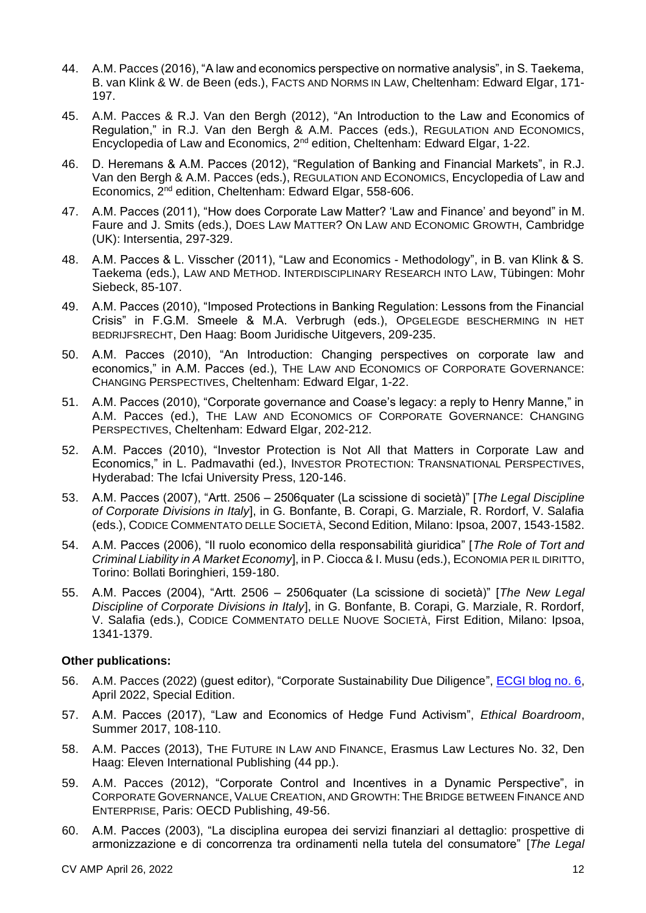44. A.M. Pacces (2016), "A law and economics perspective on normative analysis", in S. Taekema, B. van Klink & W. de Been (eds.), FACTS AND NORMS IN LAW, Cheltenham: Edward Elgar, 171-197.

45. A.M. Pacces & R.J. Van den Bergh (2012), "An Introduction to the Law and Economics of Regulation," in R.J. Van den Bergh & A.M. Pacces (eds.), REGULATION AND ECONOMICS, Encyclopedia of Law and Economics, 2nd edition, Cheltenham: Edward Elgar, 1-22.

46. D. Heremans & A.M. Pacces (2012), "Regulation of Banking and Financial Markets", in R.J. Van den Bergh & A.M. Pacces (eds.), REGULATION AND ECONOMICS, Encyclopedia of Law and Economics, 2nd edition, Cheltenham: Edward Elgar, 558-606.

47. A.M. Pacces (2011), "How does Corporate Law Matter? 'Law and Finance' and beyond" in M. Faure and J. Smits (eds.), DOES LAW MATTER? ON LAW AND ECONOMIC GROWTH, Cambridge (UK): Intersentia, 297-329.

48. A.M. Pacces & L. Visscher (2011), "Law and Economics - Methodology", in B. van Klink & S. Taekema (eds.), LAW AND METHOD. INTERDISCIPLINARY RESEARCH INTO LAW, Tübingen: Mohr Siebeck, 85-107.

49. A.M. Pacces (2010), "Imposed Protections in Banking Regulation: Lessons from the Financial Crisis" in F.G.M. Smeele & M.A. Verbrugh (eds.), OPGELEGDE BESCHERMING IN HET BEDRIJFSRECHT, Den Haag: Boom Juridische Uitgevers, 209-235.

50. A.M. Pacces (2010), "An Introduction: Changing perspectives on corporate law and economics," in A.M. Pacces (ed.), THE LAW AND ECONOMICS OF CORPORATE GOVERNANCE: CHANGING PERSPECTIVES, Cheltenham: Edward Elgar, 1-22.

51. A.M. Pacces (2010), "Corporate governance and Coase's legacy: a reply to Henry Manne," in A.M. Pacces (ed.), THE LAW AND ECONOMICS OF CORPORATE GOVERNANCE: CHANGING PERSPECTIVES, Cheltenham: Edward Elgar, 202-212.

52. A.M. Pacces (2010), "Investor Protection is Not All that Matters in Corporate Law and Economics," in L. Padmavathi (ed.), INVESTOR PROTECTION: TRANSNATIONAL PERSPECTIVES, Hyderabad: The Icfai University Press, 120-146.

53. A.M. Pacces (2007), "Artt. 2506 – 2506quater (La scissione di società)" [*The Legal Discipline of Corporate Divisions in Italy*], in G. Bonfante, B. Corapi, G. Marziale, R. Rordorf, V. Salafia (eds.), CODICE COMMENTATO DELLE SOCIETÀ, Second Edition, Milano: Ipsoa, 2007, 1543-1582.

54. A.M. Pacces (2006), "Il ruolo economico della responsabilità giuridica" [*The Role of Tort and Criminal Liability in A Market Economy*], in P. Ciocca & I. Musu (eds.), ECONOMIA PER IL DIRITTO, Torino: Bollati Boringhieri, 159-180.

55. A.M. Pacces (2004), "Artt. 2506 – 2506quater (La scissione di società)" [*The New Legal Discipline of Corporate Divisions in Italy*], in G. Bonfante, B. Corapi, G. Marziale, R. Rordorf, V. Salafia (eds.), CODICE COMMENTATO DELLE NUOVE SOCIETÀ, First Edition, Milano: Ipsoa, 1341-1379.

**Other publications:**

56. A.M. Pacces (2022) (guest editor), "Corporate Sustainability Due Diligence", ECGI blog no. 6, April 2022, Special Edition.

57. A.M. Pacces (2017), "Law and Economics of Hedge Fund Activism", *Ethical Boardroom*, Summer 2017, 108-110.

58. A.M. Pacces (2013), THE FUTURE IN LAW AND FINANCE, Erasmus Law Lectures No. 32, Den Haag: Eleven International Publishing (44 pp.).

59. A.M. Pacces (2012), "Corporate Control and Incentives in a Dynamic Perspective", in CORPORATE GOVERNANCE, VALUE CREATION, AND GROWTH: THE BRIDGE BETWEEN FINANCE AND ENTERPRISE, Paris: OECD Publishing, 49-56.

60. A.M. Pacces (2003), "La disciplina europea dei servizi finanziari al dettaglio: prospettive di armonizzazione e di concorrenza tra ordinamenti nella tutela del consumatore" [*The Legal*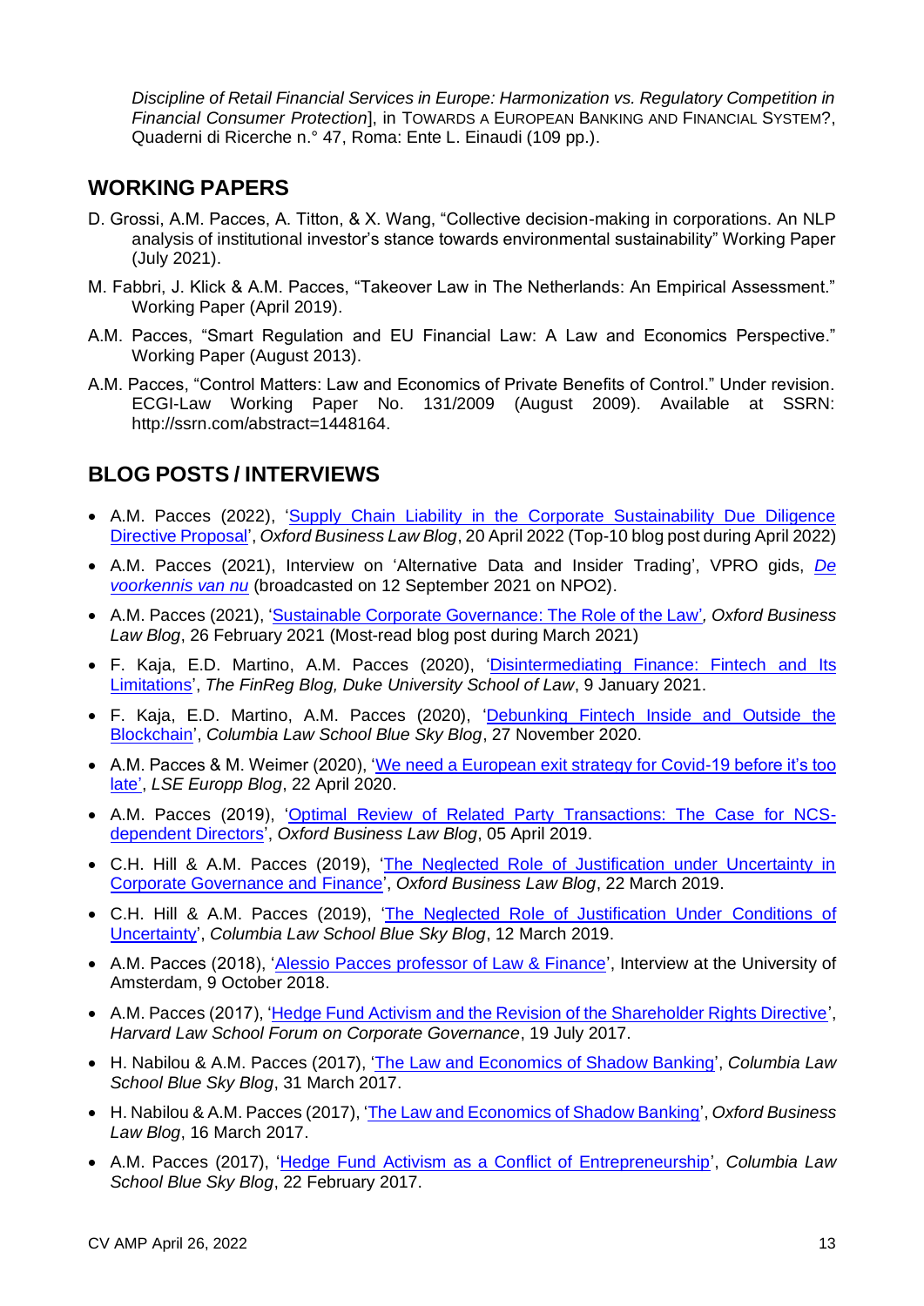*Discipline of Retail Financial Services in Europe: Harmonization vs. Regulatory Competition in Financial Consumer Protection*], in TOWARDS A EUROPEAN BANKING AND FINANCIAL SYSTEM?, Quaderni di Ricerche n.° 47, Roma: Ente L. Einaudi (109 pp.).

## WORKING PAPERS

D. Grossi, A.M. Pacces, A. Titton, & X. Wang, "Collective decision-making in corporations. An NLP analysis of institutional investor's stance towards environmental sustainability" Working Paper (July 2021).

M. Fabbri, J. Klick & A.M. Pacces, "Takeover Law in The Netherlands: An Empirical Assessment." Working Paper (April 2019).

A.M. Pacces, "Smart Regulation and EU Financial Law: A Law and Economics Perspective." Working Paper (August 2013).

A.M. Pacces, "Control Matters: Law and Economics of Private Benefits of Control." Under revision. ECGI-Law Working Paper No. 131/2009 (August 2009). Available at SSRN: http://ssrn.com/abstract=1448164.

## BLOG POSTS / INTERVIEWS

- A.M. Pacces (2022), 'Supply Chain Liability in the Corporate Sustainability Due Diligence Directive Proposal', *Oxford Business Law Blog*, 20 April 2022 (Top-10 blog post during April 2022)
- A.M. Pacces (2021), Interview on 'Alternative Data and Insider Trading', VPRO gids, *De voorkennis van nu* (broadcasted on 12 September 2021 on NPO2).
- A.M. Pacces (2021), 'Sustainable Corporate Governance: The Role of the Law', *Oxford Business Law Blog*, 26 February 2021 (Most-read blog post during March 2021)
- F. Kaja, E.D. Martino, A.M. Pacces (2020), 'Disintermediating Finance: Fintech and Its Limitations', *The FinReg Blog, Duke University School of Law*, 9 January 2021.
- F. Kaja, E.D. Martino, A.M. Pacces (2020), 'Debunking Fintech Inside and Outside the Blockchain', *Columbia Law School Blue Sky Blog*, 27 November 2020.
- A.M. Pacces & M. Weimer (2020), 'We need a European exit strategy for Covid-19 before it's too late', *LSE Europp Blog*, 22 April 2020.
- A.M. Pacces (2019), 'Optimal Review of Related Party Transactions: The Case for NCS-dependent Directors', *Oxford Business Law Blog*, 05 April 2019.
- C.H. Hill & A.M. Pacces (2019), 'The Neglected Role of Justification under Uncertainty in Corporate Governance and Finance', *Oxford Business Law Blog*, 22 March 2019.
- C.H. Hill & A.M. Pacces (2019), 'The Neglected Role of Justification Under Conditions of Uncertainty', *Columbia Law School Blue Sky Blog*, 12 March 2019.
- A.M. Pacces (2018), 'Alessio Pacces professor of Law & Finance', Interview at the University of Amsterdam, 9 October 2018.
- A.M. Pacces (2017), 'Hedge Fund Activism and the Revision of the Shareholder Rights Directive', *Harvard Law School Forum on Corporate Governance*, 19 July 2017.
- H. Nabilou & A.M. Pacces (2017), 'The Law and Economics of Shadow Banking', *Columbia Law School Blue Sky Blog*, 31 March 2017.
- H. Nabilou & A.M. Pacces (2017), 'The Law and Economics of Shadow Banking', *Oxford Business Law Blog*, 16 March 2017.
- A.M. Pacces (2017), 'Hedge Fund Activism as a Conflict of Entrepreneurship', *Columbia Law School Blue Sky Blog*, 22 February 2017.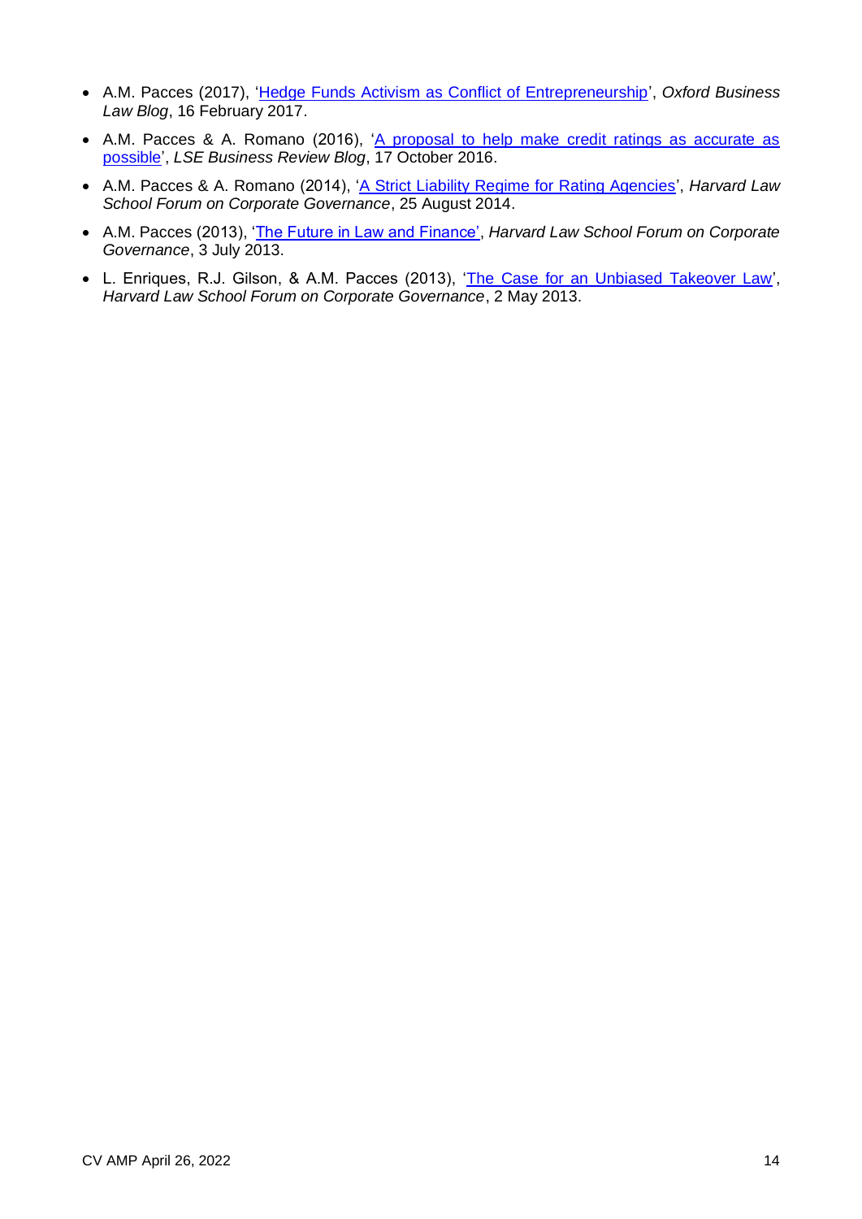- A.M. Pacces (2017), 'Hedge Funds Activism as Conflict of Entrepreneurship', *Oxford Business Law Blog*, 16 February 2017.
- A.M. Pacces & A. Romano (2016), 'A proposal to help make credit ratings as accurate as possible', *LSE Business Review Blog*, 17 October 2016.
- A.M. Pacces & A. Romano (2014), 'A Strict Liability Regime for Rating Agencies', *Harvard Law School Forum on Corporate Governance*, 25 August 2014.
- A.M. Pacces (2013), 'The Future in Law and Finance', *Harvard Law School Forum on Corporate Governance*, 3 July 2013.
- L. Enriques, R.J. Gilson, & A.M. Pacces (2013), 'The Case for an Unbiased Takeover Law', *Harvard Law School Forum on Corporate Governance*, 2 May 2013.